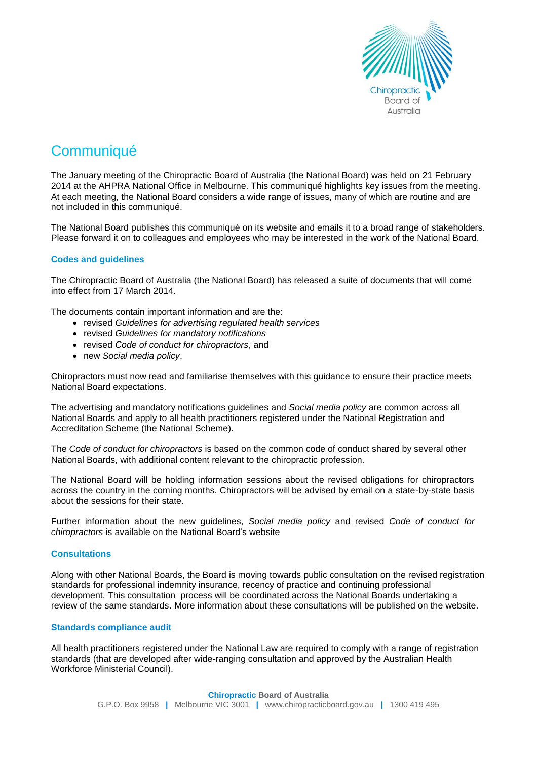# Communiqué

The January meeting of the Chiropractic Board of Australia (the National Board) was held on 21 February 2014 at the AHPRA National Office in Melbourne. This communiqué highlights key issues from the meeting. At each meeting, the National Board considers a wide range of issues, many of which are routine and are not included in this communiqué.

The National Board publishes this communiqué on its website and emails it to a broad range of stakeholders. Please forward it on to colleagues and employees who may be interested in the work of the National Board.

### Codes and guidelines

The Chiropractic Board of Australia (the National Board) has released a suite of documents that will come into effect from 17 March 2014.

The documents contain important information and are the:

- revised *Guidelines for advertising regulated health services*
- revised *Guidelines for mandatory notifications*
- revised *Code of conduct for chiropractors*, and
- new *Social media policy*.

Chiropractors must now read and familiarise themselves with this guidance to ensure their practice meets National Board expectations.

The advertising and mandatory notifications guidelines and *Social media policy* are common across all National Boards and apply to all health practitioners registered under the National Registration and Accreditation Scheme (the National Scheme).

The *Code of conduct for chiropractors* is based on the common code of conduct shared by several other National Boards, with additional content relevant to the chiropractic profession.

The National Board will be holding information sessions about the revised obligations for chiropractors across the country in the coming months. Chiropractors will be advised by email on a state-by-state basis about the sessions for their state.

Further information about the new guidelines, *Social media policy* and revised *Code of conduct for chiropractors* is available on the National Board's website

### Consultations

Along with other National Boards, the Board is moving towards public consultation on the revised registration standards for professional indemnity insurance, recency of practice and continuing professional development. This consultation process will be coordinated across the National Boards undertaking a review of the same standards. More information about these consultations will be published on the website.

### Standards compliance audit

All health practitioners registered under the National Law are required to comply with a range of registration standards (that are developed after wide-ranging consultation and approved by the Australian Health Workforce Ministerial Council).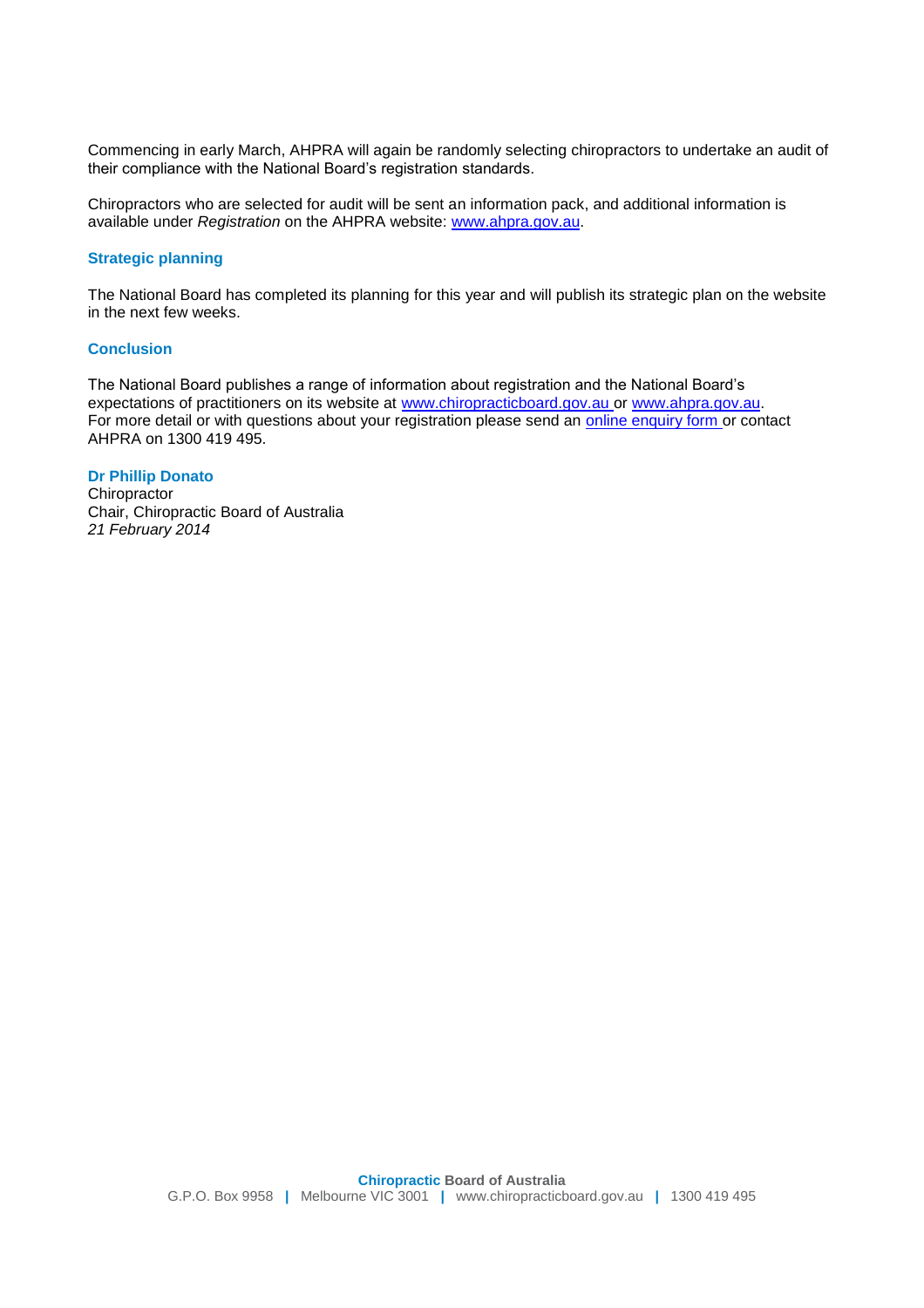Commencing in early March, AHPRA will again be randomly selecting chiropractors to undertake an audit of their compliance with the National Board's registration standards.

Chiropractors who are selected for audit will be sent an information pack, and additional information is available under *Registration* on the AHPRA website: [www.ahpra.gov.au](http://www.ahpra.gov.au).

### Strategic planning

The National Board has completed its planning for this year and will publish its strategic plan on the website in the next few weeks.

### Conclusion

The National Board publishes a range of information about registration and the National Board's expectations of practitioners on its website at [www.chiropracticboard.gov.au](http://www.chiropracticboard.gov.au) or [www.ahpra.gov.au](http://www.ahpra.gov.au). For more detail or with questions about your registration please send an [online enquiry form](#) or contact AHPRA on 1300 419 495.

**Dr Phillip Donato**
Chiropractor
Chair, Chiropractic Board of Australia
*21 February 2014*